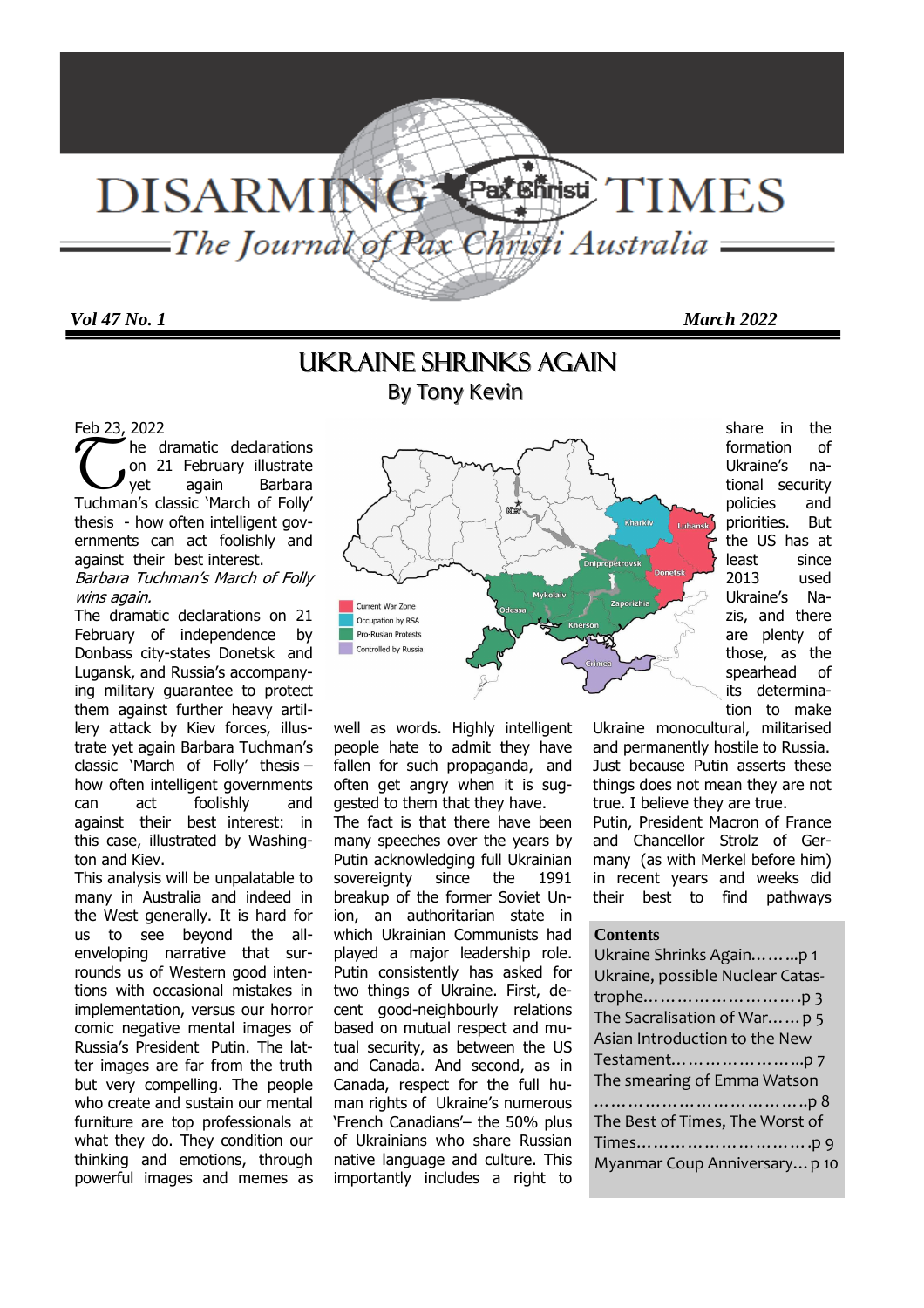# DISARMING TIMES

*The Journal of Pax Christi Australia*

***Vol 47 No. 1*** ***March 2022***

## UKRAINE SHRINKS AGAIN

### By Tony Kevin

Feb 23, 2022

The dramatic declarations on 21 February illustrate yet again Barbara Tuchman's classic 'March of Folly' thesis - how often intelligent governments can act foolishly and against their best interest.

*Barbara Tuchman's March of Folly wins again.*

The dramatic declarations on 21 February of independence by Donbass city-states Donetsk and Lugansk, and Russia's accompanying military guarantee to protect them against further heavy artillery attack by Kiev forces, illustrate yet again Barbara Tuchman's classic 'March of Folly' thesis – how often intelligent governments can act foolishly and against their best interest: in this case, illustrated by Washington and Kiev.

This analysis will be unpalatable to many in Australia and indeed in the West generally. It is hard for us to see beyond the all-enveloping narrative that surrounds us of Western good intentions with occasional mistakes in implementation, versus our horror comic negative mental images of Russia's President Putin. The latter images are far from the truth but very compelling. The people who create and sustain our mental furniture are top professionals at what they do. They condition our thinking and emotions, through powerful images and memes as well as words. Highly intelligent people hate to admit they have fallen for such propaganda, and often get angry when it is suggested to them that they have.

The fact is that there have been many speeches over the years by Putin acknowledging full Ukrainian sovereignty since the 1991 breakup of the former Soviet Union, an authoritarian state in which Ukrainian Communists had played a major leadership role. Putin consistently has asked for two things of Ukraine. First, decent good-neighbourly relations based on mutual respect and mutual security, as between the US and Canada. And second, as in Canada, respect for the full human rights of Ukraine's numerous 'French Canadians'– the 50% plus of Ukrainians who share Russian native language and culture. This importantly includes a right to share in the formation of Ukraine's national security policies and priorities. But the US has at least since 2013 used Ukraine's Nazis, and there are plenty of those, as the spearhead of its determination to make Ukraine monocultural, militarised and permanently hostile to Russia. Just because Putin asserts these things does not mean they are not true. I believe they are true.

Putin, President Macron of France and Chancellor Strolz of Germany (as with Merkel before him) in recent years and weeks did their best to find pathways

**Contents**

- Ukraine Shrinks Again……..p 1
- Ukraine, possible Nuclear Catastrophe……………………….p 3
- The Sacralisation of War…… p 5
- Asian Introduction to the New Testament…………………...p 7
- The smearing of Emma Watson ……………………………..p 8
- The Best of Times, The Worst of Times…………………………p 9
- Myanmar Coup Anniversary… p 10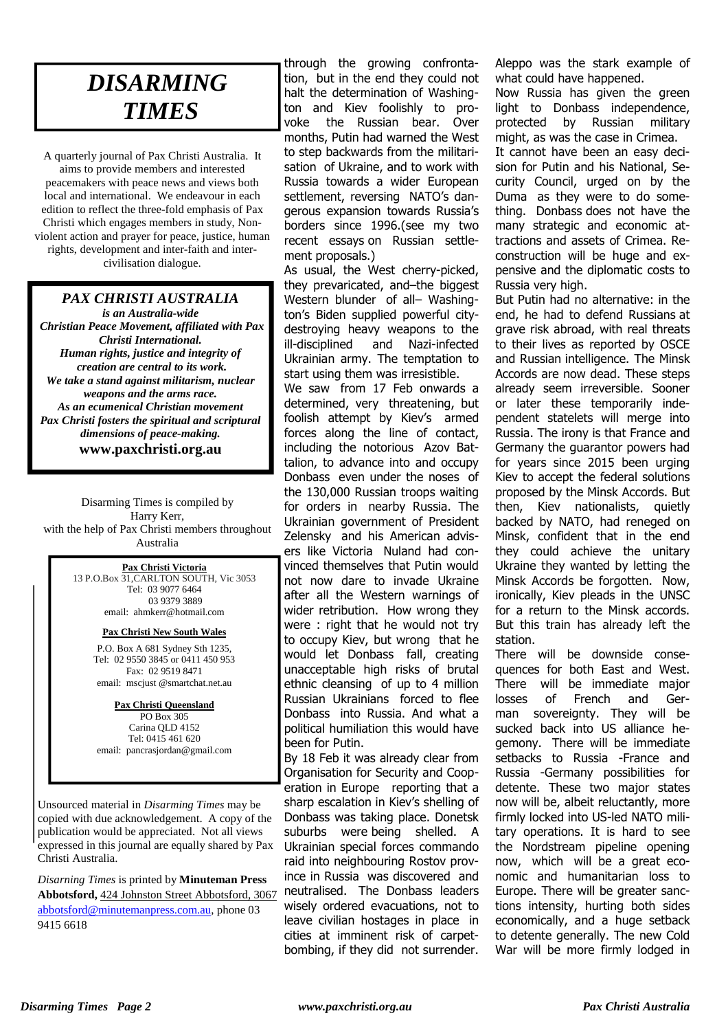# DISARMING TIMES

A quarterly journal of Pax Christi Australia. It aims to provide members and interested peacemakers with peace news and views both local and international. We endeavour in each edition to reflect the three-fold emphasis of Pax Christi which engages members in study, Non-violent action and prayer for peace, justice, human rights, development and inter-faith and inter-civilisation dialogue.

## *PAX CHRISTI AUSTRALIA*

***is an Australia-wide Christian Peace Movement, affiliated with Pax Christi International.***
***Human rights, justice and integrity of creation are central to its work.***
***We take a stand against militarism, nuclear weapons and the arms race.***
***As an ecumenical Christian movement Pax Christi fosters the spiritual and scriptural dimensions of peace-making.***

**www.paxchristi.org.au**

Disarming Times is compiled by Harry Kerr, with the help of Pax Christi members throughout Australia

**Pax Christi Victoria**
13 P.O.Box 31,CARLTON SOUTH, Vic 3053
Tel: 03 9077 6464
03 9379 3889
email: ahmkerr@hotmail.com

**Pax Christi New South Wales**
P.O. Box A 681 Sydney Sth 1235,
Tel: 02 9550 3845 or 0411 450 953
Fax: 02 9519 8471
email: mscjust @smartchat.net.au

**Pax Christi Queensland**
PO Box 305
Carina QLD 4152
Tel: 0415 461 620
email: pancrasjordan@gmail.com

Unsourced material in *Disarming Times* may be copied with due acknowledgement. A copy of the publication would be appreciated. Not all views expressed in this journal are equally shared by Pax Christi Australia.

*Disarning Times* is printed by **Minuteman Press Abbotsford,** 424 Johnston Street Abbotsford, 3067 abbotsford@minutemanpress.com.au, phone 03 9415 6618

through the growing confrontation, but in the end they could not halt the determination of Washington and Kiev foolishly to provoke the Russian bear. Over months, Putin had warned the West to step backwards from the militarisation of Ukraine, and to work with Russia towards a wider European settlement, reversing NATO's dangerous expansion towards Russia's borders since 1996.(see my two recent essays on Russian settlement proposals.)

As usual, the West cherry-picked, they prevaricated, and–the biggest Western blunder of all– Washington's Biden supplied powerful city-destroying heavy weapons to the ill-disciplined and Nazi-infected Ukrainian army. The temptation to start using them was irresistible.

We saw from 17 Feb onwards a determined, very threatening, but foolish attempt by Kiev's armed forces along the line of contact, including the notorious Azov Battalion, to advance into and occupy Donbass even under the noses of the 130,000 Russian troops waiting for orders in nearby Russia. The Ukrainian government of President Zelensky and his American advisers like Victoria Nuland had convinced themselves that Putin would not now dare to invade Ukraine after all the Western warnings of wider retribution. How wrong they were : right that he would not try to occupy Kiev, but wrong that he would let Donbass fall, creating unacceptable high risks of brutal ethnic cleansing of up to 4 million Russian Ukrainians forced to flee Donbass into Russia. And what a political humiliation this would have been for Putin.

By 18 Feb it was already clear from Organisation for Security and Cooperation in Europe reporting that a sharp escalation in Kiev's shelling of Donbass was taking place. Donetsk suburbs were being shelled. A Ukrainian special forces commando raid into neighbouring Rostov province in Russia was discovered and neutralised. The Donbass leaders wisely ordered evacuations, not to leave civilian hostages in place in cities at imminent risk of carpet-bombing, if they did not surrender. Aleppo was the stark example of what could have happened.

Now Russia has given the green light to Donbass independence, protected by Russian military might, as was the case in Crimea.

It cannot have been an easy decision for Putin and his National, Security Council, urged on by the Duma as they were to do something. Donbass does not have the many strategic and economic attractions and assets of Crimea. Reconstruction will be huge and expensive and the diplomatic costs to Russia very high.

But Putin had no alternative: in the end, he had to defend Russians at grave risk abroad, with real threats to their lives as reported by OSCE and Russian intelligence. The Minsk Accords are now dead. These steps already seem irreversible. Sooner or later these temporarily independent statelets will merge into Russia. The irony is that France and Germany the guarantor powers had for years since 2015 been urging Kiev to accept the federal solutions proposed by the Minsk Accords. But then, Kiev nationalists, quietly backed by NATO, had reneged on Minsk, confident that in the end they could achieve the unitary Ukraine they wanted by letting the Minsk Accords be forgotten. Now, ironically, Kiev pleads in the UNSC for a return to the Minsk accords. But this train has already left the station.

There will be downside consequences for both East and West. There will be immediate major losses of French and German sovereignty. They will be sucked back into US alliance hegemony. There will be immediate setbacks to Russia -France and Russia -Germany possibilities for detente. These two major states now will be, albeit reluctantly, more firmly locked into US-led NATO military operations. It is hard to see the Nordstream pipeline opening now, which will be a great economic and humanitarian loss to Europe. There will be greater sanctions intensity, hurting both sides economically, and a huge setback to detente generally. The new Cold War will be more firmly lodged in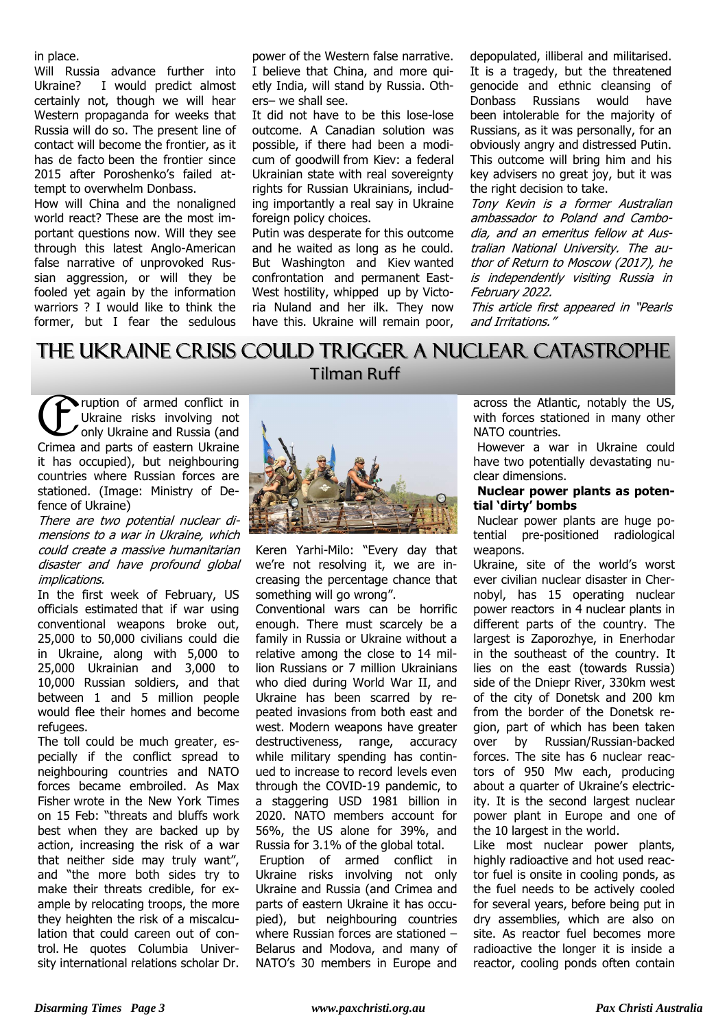in place.

Will Russia advance further into Ukraine? I would predict almost certainly not, though we will hear Western propaganda for weeks that Russia will do so. The present line of contact will become the frontier, as it has de facto been the frontier since 2015 after Poroshenko's failed attempt to overwhelm Donbass.

How will China and the nonaligned world react? These are the most important questions now. Will they see through this latest Anglo-American false narrative of unprovoked Russian aggression, or will they be fooled yet again by the information warriors ? I would like to think the former, but I fear the sedulous power of the Western false narrative. I believe that China, and more quietly India, will stand by Russia. Others– we shall see.

It did not have to be this lose-lose outcome. A Canadian solution was possible, if there had been a modicum of goodwill from Kiev: a federal Ukrainian state with real sovereignty rights for Russian Ukrainians, including importantly a real say in Ukraine foreign policy choices.

Putin was desperate for this outcome and he waited as long as he could. But Washington and Kiev wanted confrontation and permanent East-West hostility, whipped up by Victoria Nuland and her ilk. They now have this. Ukraine will remain poor, depopulated, illiberal and militarised. It is a tragedy, but the threatened genocide and ethnic cleansing of Donbass Russians would have been intolerable for the majority of Russians, as it was personally, for an obviously angry and distressed Putin. This outcome will bring him and his key advisers no great joy, but it was the right decision to take.

*Tony Kevin is a former Australian ambassador to Poland and Cambodia, and an emeritus fellow at Australian National University. The author of Return to Moscow (2017), he is independently visiting Russia in February 2022.*

*This article first appeared in "Pearls and Irritations."*

# The Ukraine Crisis Could Trigger a Nuclear Catastrophe

## Tilman Ruff

Eruption of armed conflict in Ukraine risks involving not only Ukraine and Russia (and Crimea and parts of eastern Ukraine it has occupied), but neighbouring countries where Russian forces are stationed. (Image: Ministry of Defence of Ukraine)

*There are two potential nuclear dimensions to a war in Ukraine, which could create a massive humanitarian disaster and have profound global implications.*

In the first week of February, US officials estimated that if war using conventional weapons broke out, 25,000 to 50,000 civilians could die in Ukraine, along with 5,000 to 25,000 Ukrainian and 3,000 to 10,000 Russian soldiers, and that between 1 and 5 million people would flee their homes and become refugees.

The toll could be much greater, especially if the conflict spread to neighbouring countries and NATO forces became embroiled. As Max Fisher wrote in the New York Times on 15 Feb: "threats and bluffs work best when they are backed up by action, increasing the risk of a war that neither side may truly want", and "the more both sides try to make their threats credible, for example by relocating troops, the more they heighten the risk of a miscalculation that could careen out of control. He quotes Columbia University international relations scholar Dr. Keren Yarhi-Milo: "Every day that we're not resolving it, we are increasing the percentage chance that something will go wrong".

Conventional wars can be horrific enough. There must scarcely be a family in Russia or Ukraine without a relative among the close to 14 million Russians or 7 million Ukrainians who died during World War II, and Ukraine has been scarred by repeated invasions from both east and west. Modern weapons have greater destructiveness, range, accuracy while military spending has continued to increase to record levels even through the COVID-19 pandemic, to a staggering USD 1981 billion in 2020. NATO members account for 56%, the US alone for 39%, and Russia for 3.1% of the global total.

Eruption of armed conflict in Ukraine risks involving not only Ukraine and Russia (and Crimea and parts of eastern Ukraine it has occupied), but neighbouring countries where Russian forces are stationed – Belarus and Modova, and many of NATO's 30 members in Europe and across the Atlantic, notably the US, with forces stationed in many other NATO countries.

However a war in Ukraine could have two potentially devastating nuclear dimensions.

**Nuclear power plants as potential 'dirty' bombs**

Nuclear power plants are huge potential pre-positioned radiological weapons.

Ukraine, site of the world's worst ever civilian nuclear disaster in Chernobyl, has 15 operating nuclear power reactors in 4 nuclear plants in different parts of the country. The largest is Zaporozhye, in Enerhodar in the southeast of the country. It lies on the east (towards Russia) side of the Dniepr River, 330km west of the city of Donetsk and 200 km from the border of the Donetsk region, part of which has been taken over by Russian/Russian-backed forces. The site has 6 nuclear reactors of 950 Mw each, producing about a quarter of Ukraine's electricity. It is the second largest nuclear power plant in Europe and one of the 10 largest in the world.

Like most nuclear power plants, highly radioactive and hot used reactor fuel is onsite in cooling ponds, as the fuel needs to be actively cooled for several years, before being put in dry assemblies, which are also on site. As reactor fuel becomes more radioactive the longer it is inside a reactor, cooling ponds often contain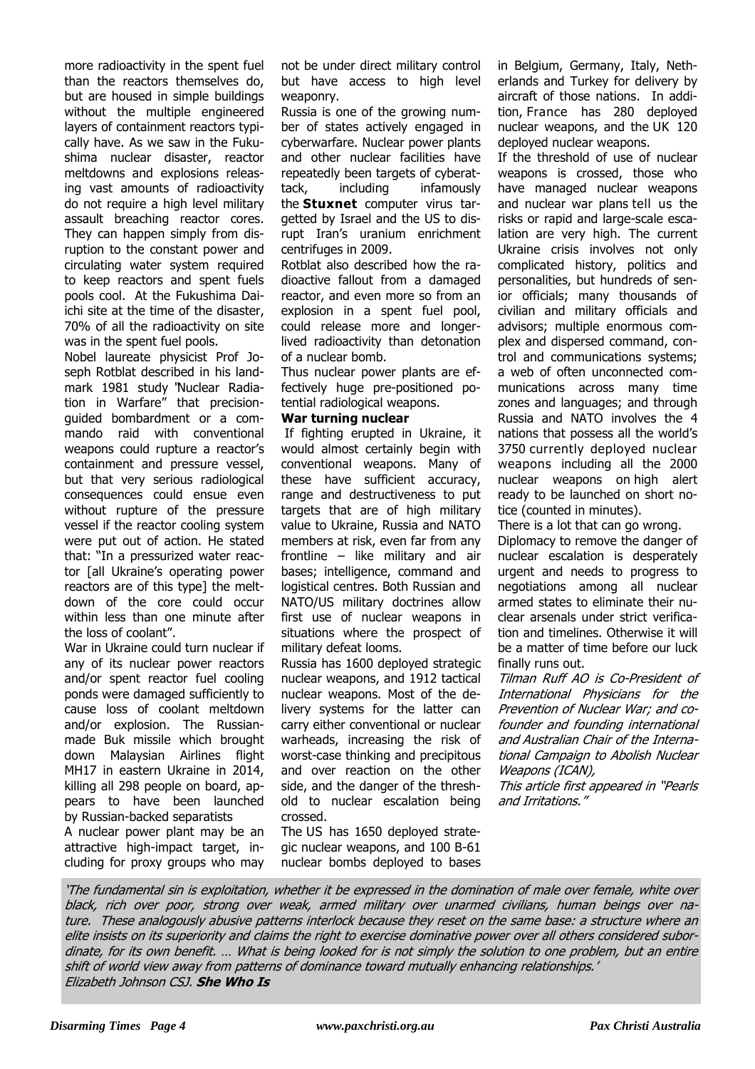more radioactivity in the spent fuel than the reactors themselves do, but are housed in simple buildings without the multiple engineered layers of containment reactors typically have. As we saw in the Fukushima nuclear disaster, reactor meltdowns and explosions releasing vast amounts of radioactivity do not require a high level military assault breaching reactor cores. They can happen simply from disruption to the constant power and circulating water system required to keep reactors and spent fuels pools cool. At the Fukushima Daiichi site at the time of the disaster, 70% of all the radioactivity on site was in the spent fuel pools.

Nobel laureate physicist Prof Joseph Rotblat described in his landmark 1981 study "Nuclear Radiation in Warfare" that precision-guided bombardment or a commando raid with conventional weapons could rupture a reactor's containment and pressure vessel, but that very serious radiological consequences could ensue even without rupture of the pressure vessel if the reactor cooling system were put out of action. He stated that: "In a pressurized water reactor [all Ukraine's operating power reactors are of this type] the meltdown of the core could occur within less than one minute after the loss of coolant".

War in Ukraine could turn nuclear if any of its nuclear power reactors and/or spent reactor fuel cooling ponds were damaged sufficiently to cause loss of coolant meltdown and/or explosion. The Russian-made Buk missile which brought down Malaysian Airlines flight MH17 in eastern Ukraine in 2014, killing all 298 people on board, appears to have been launched by Russian-backed separatists

A nuclear power plant may be an attractive high-impact target, including for proxy groups who may not be under direct military control but have access to high level weaponry.

Russia is one of the growing number of states actively engaged in cyberwarfare. Nuclear power plants and other nuclear facilities have repeatedly been targets of cyberattack, including infamously the **Stuxnet** computer virus targetted by Israel and the US to disrupt Iran's uranium enrichment centrifuges in 2009.

Rotblat also described how the radioactive fallout from a damaged reactor, and even more so from an explosion in a spent fuel pool, could release more and longer-lived radioactivity than detonation of a nuclear bomb.

Thus nuclear power plants are effectively huge pre-positioned potential radiological weapons.

**War turning nuclear**

If fighting erupted in Ukraine, it would almost certainly begin with conventional weapons. Many of these have sufficient accuracy, range and destructiveness to put targets that are of high military value to Ukraine, Russia and NATO members at risk, even far from any frontline – like military and air bases; intelligence, command and logistical centres. Both Russian and NATO/US military doctrines allow first use of nuclear weapons in situations where the prospect of military defeat looms.

Russia has 1600 deployed strategic nuclear weapons, and 1912 tactical nuclear weapons. Most of the delivery systems for the latter can carry either conventional or nuclear warheads, increasing the risk of worst-case thinking and precipitous and over reaction on the other side, and the danger of the threshold to nuclear escalation being crossed.

The US has 1650 deployed strategic nuclear weapons, and 100 B-61 nuclear bombs deployed to bases in Belgium, Germany, Italy, Netherlands and Turkey for delivery by aircraft of those nations. In addition, France has 280 deployed nuclear weapons, and the UK 120 deployed nuclear weapons.

If the threshold of use of nuclear weapons is crossed, those who have managed nuclear weapons and nuclear war plans tell us the risks or rapid and large-scale escalation are very high. The current Ukraine crisis involves not only complicated history, politics and personalities, but hundreds of senior officials; many thousands of civilian and military officials and advisors; multiple enormous complex and dispersed command, control and communications systems; a web of often unconnected communications across many time zones and languages; and through Russia and NATO involves the 4 nations that possess all the world's 3750 currently deployed nuclear weapons including all the 2000 nuclear weapons on high alert ready to be launched on short notice (counted in minutes).

There is a lot that can go wrong.

Diplomacy to remove the danger of nuclear escalation is desperately urgent and needs to progress to negotiations among all nuclear armed states to eliminate their nuclear arsenals under strict verification and timelines. Otherwise it will be a matter of time before our luck finally runs out.

*Tilman Ruff AO is Co-President of International Physicians for the Prevention of Nuclear War; and co-founder and founding international and Australian Chair of the International Campaign to Abolish Nuclear Weapons (ICAN),*

*This article first appeared in "Pearls and Irritations."*

*'The fundamental sin is exploitation, whether it be expressed in the domination of male over female, white over black, rich over poor, strong over weak, armed military over unarmed civilians, human beings over nature. These analogously abusive patterns interlock because they reset on the same base: a structure where an elite insists on its superiority and claims the right to exercise dominative power over all others considered subordinate, for its own benefit. … What is being looked for is not simply the solution to one problem, but an entire shift of world view away from patterns of dominance toward mutually enhancing relationships.'*

*Elizabeth Johnson CSJ.* ***She Who Is***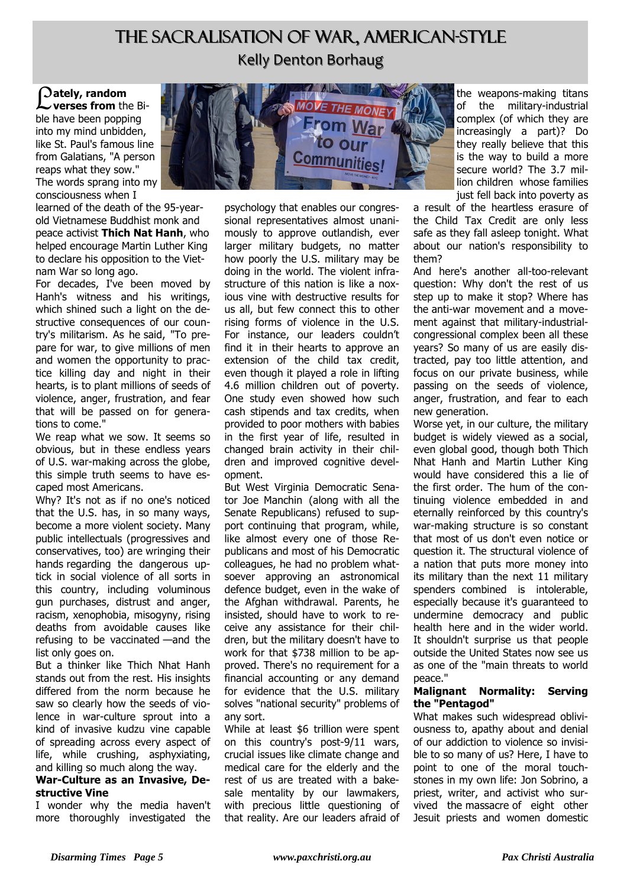# THE SACRALISATION OF WAR, AMERICAN-STYLE

## Kelly Denton Borhaug

**Lately, random verses from** the Bible have been popping into my mind unbidden, like St. Paul's famous line from Galatians, "A person reaps what they sow." The words sprang into my consciousness when I learned of the death of the 95-year-old Vietnamese Buddhist monk and peace activist **Thich Nat Hanh**, who helped encourage Martin Luther King to declare his opposition to the Vietnam War so long ago.

For decades, I've been moved by Hanh's witness and his writings, which shined such a light on the destructive consequences of our country's militarism. As he said, "To prepare for war, to give millions of men and women the opportunity to practice killing day and night in their hearts, is to plant millions of seeds of violence, anger, frustration, and fear that will be passed on for generations to come."

We reap what we sow. It seems so obvious, but in these endless years of U.S. war-making across the globe, this simple truth seems to have escaped most Americans.

Why? It's not as if no one's noticed that the U.S. has, in so many ways, become a more violent society. Many public intellectuals (progressives and conservatives, too) are wringing their hands regarding the dangerous uptick in social violence of all sorts in this country, including voluminous gun purchases, distrust and anger, racism, xenophobia, misogyny, rising deaths from avoidable causes like refusing to be vaccinated —and the list only goes on.

But a thinker like Thich Nhat Hanh stands out from the rest. His insights differed from the norm because he saw so clearly how the seeds of violence in war-culture sprout into a kind of invasive kudzu vine capable of spreading across every aspect of life, while crushing, asphyxiating, and killing so much along the way.

**War-Culture as an Invasive, Destructive Vine**

I wonder why the media haven't more thoroughly investigated the psychology that enables our congressional representatives almost unanimously to approve outlandish, ever larger military budgets, no matter how poorly the U.S. military may be doing in the world. The violent infrastructure of this nation is like a noxious vine with destructive results for us all, but few connect this to other rising forms of violence in the U.S. For instance, our leaders couldn't find it in their hearts to approve an extension of the child tax credit, even though it played a role in lifting 4.6 million children out of poverty. One study even showed how such cash stipends and tax credits, when provided to poor mothers with babies in the first year of life, resulted in changed brain activity in their children and improved cognitive development.

But West Virginia Democratic Senator Joe Manchin (along with all the Senate Republicans) refused to support continuing that program, while, like almost every one of those Republicans and most of his Democratic colleagues, he had no problem whatsoever approving an astronomical defence budget, even in the wake of the Afghan withdrawal. Parents, he insisted, should have to work to receive any assistance for their children, but the military doesn't have to work for that $738 million to be approved. There's no requirement for a financial accounting or any demand for evidence that the U.S. military solves "national security" problems of any sort.

While at least $6 trillion were spent on this country's post-9/11 wars, crucial issues like climate change and medical care for the elderly and the rest of us are treated with a bake-sale mentality by our lawmakers, with precious little questioning of that reality. Are our leaders afraid of the weapons-making titans of the military-industrial complex (of which they are increasingly a part)? Do they really believe that this is the way to build a more secure world? The 3.7 million children whose families just fell back into poverty as a result of the heartless erasure of the Child Tax Credit are only less safe as they fall asleep tonight. What about our nation's responsibility to them?

And here's another all-too-relevant question: Why don't the rest of us step up to make it stop? Where has the anti-war movement and a movement against that military-industrial-congressional complex been all these years? So many of us are easily distracted, pay too little attention, and focus on our private business, while passing on the seeds of violence, anger, frustration, and fear to each new generation.

Worse yet, in our culture, the military budget is widely viewed as a social, even global good, though both Thich Nhat Hanh and Martin Luther King would have considered this a lie of the first order. The hum of the continuing violence embedded in and eternally reinforced by this country's war-making structure is so constant that most of us don't even notice or question it. The structural violence of a nation that puts more money into its military than the next 11 military spenders combined is intolerable, especially because it's guaranteed to undermine democracy and public health here and in the wider world. It shouldn't surprise us that people outside the United States now see us as one of the "main threats to world peace."

**Malignant Normality: Serving the "Pentagod"**

What makes such widespread obliviousness to, apathy about and denial of our addiction to violence so invisible to so many of us? Here, I have to point to one of the moral touchstones in my own life: Jon Sobrino, a priest, writer, and activist who survived the massacre of eight other Jesuit priests and women domestic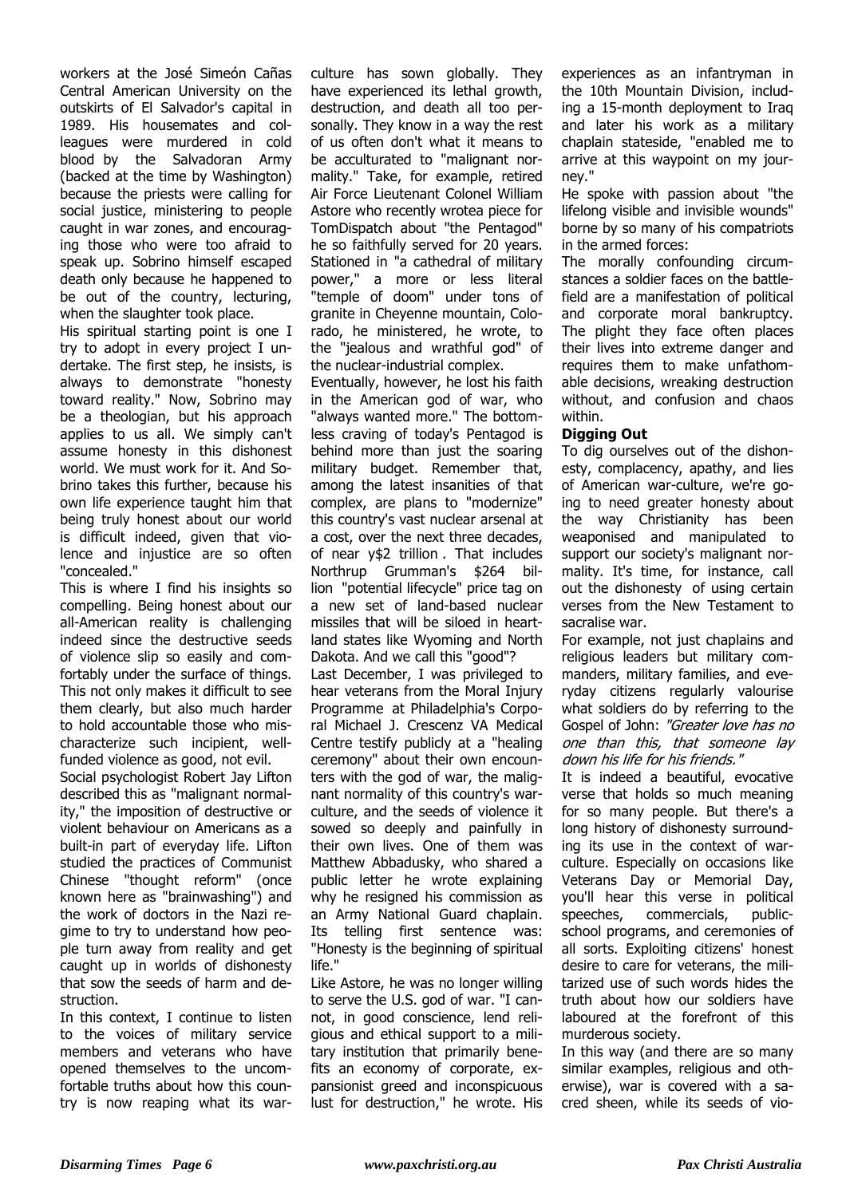workers at the José Simeón Cañas Central American University on the outskirts of El Salvador's capital in 1989. His housemates and colleagues were murdered in cold blood by the Salvadoran Army (backed at the time by Washington) because the priests were calling for social justice, ministering to people caught in war zones, and encouraging those who were too afraid to speak up. Sobrino himself escaped death only because he happened to be out of the country, lecturing, when the slaughter took place.

His spiritual starting point is one I try to adopt in every project I undertake. The first step, he insists, is always to demonstrate "honesty toward reality." Now, Sobrino may be a theologian, but his approach applies to us all. We simply can't assume honesty in this dishonest world. We must work for it. And Sobrino takes this further, because his own life experience taught him that being truly honest about our world is difficult indeed, given that violence and injustice are so often "concealed."

This is where I find his insights so compelling. Being honest about our all-American reality is challenging indeed since the destructive seeds of violence slip so easily and comfortably under the surface of things. This not only makes it difficult to see them clearly, but also much harder to hold accountable those who mischaracterize such incipient, well-funded violence as good, not evil.

Social psychologist Robert Jay Lifton described this as "malignant normality," the imposition of destructive or violent behaviour on Americans as a built-in part of everyday life. Lifton studied the practices of Communist Chinese "thought reform" (once known here as "brainwashing") and the work of doctors in the Nazi regime to try to understand how people turn away from reality and get caught up in worlds of dishonesty that sow the seeds of harm and destruction.

In this context, I continue to listen to the voices of military service members and veterans who have opened themselves to the uncomfortable truths about how this country is now reaping what its war-culture has sown globally. They have experienced its lethal growth, destruction, and death all too personally. They know in a way the rest of us often don't what it means to be acculturated to "malignant normality." Take, for example, retired Air Force Lieutenant Colonel William Astore who recently wrotea piece for TomDispatch about "the Pentagod" he so faithfully served for 20 years. Stationed in "a cathedral of military power," a more or less literal "temple of doom" under tons of granite in Cheyenne mountain, Colorado, he ministered, he wrote, to the "jealous and wrathful god" of the nuclear-industrial complex.

Eventually, however, he lost his faith in the American god of war, who "always wanted more." The bottomless craving of today's Pentagod is behind more than just the soaring military budget. Remember that, among the latest insanities of that complex, are plans to "modernize" this country's vast nuclear arsenal at a cost, over the next three decades, of near y$2 trillion . That includes Northrup Grumman's $264 billion "potential lifecycle" price tag on a new set of land-based nuclear missiles that will be siloed in heartland states like Wyoming and North Dakota. And we call this "good"?

Last December, I was privileged to hear veterans from the Moral Injury Programme at Philadelphia's Corporal Michael J. Crescenz VA Medical Centre testify publicly at a "healing ceremony" about their own encounters with the god of war, the malignant normality of this country's war-culture, and the seeds of violence it sowed so deeply and painfully in their own lives. One of them was Matthew Abbadusky, who shared a public letter he wrote explaining why he resigned his commission as an Army National Guard chaplain. Its telling first sentence was: "Honesty is the beginning of spiritual life."

Like Astore, he was no longer willing to serve the U.S. god of war. "I cannot, in good conscience, lend religious and ethical support to a military institution that primarily benefits an economy of corporate, expansionist greed and inconspicuous lust for destruction," he wrote. His experiences as an infantryman in the 10th Mountain Division, including a 15-month deployment to Iraq and later his work as a military chaplain stateside, "enabled me to arrive at this waypoint on my journey."

He spoke with passion about "the lifelong visible and invisible wounds" borne by so many of his compatriots in the armed forces:

The morally confounding circumstances a soldier faces on the battlefield are a manifestation of political and corporate moral bankruptcy. The plight they face often places their lives into extreme danger and requires them to make unfathomable decisions, wreaking destruction without, and confusion and chaos within.

**Digging Out**

To dig ourselves out of the dishonesty, complacency, apathy, and lies of American war-culture, we're going to need greater honesty about the way Christianity has been weaponised and manipulated to support our society's malignant normality. It's time, for instance, call out the dishonesty of using certain verses from the New Testament to sacralise war.

For example, not just chaplains and religious leaders but military commanders, military families, and everyday citizens regularly valourise what soldiers do by referring to the Gospel of John: *"Greater love has no one than this, that someone lay down his life for his friends."*

It is indeed a beautiful, evocative verse that holds so much meaning for so many people. But there's a long history of dishonesty surrounding its use in the context of war-culture. Especially on occasions like Veterans Day or Memorial Day, you'll hear this verse in political speeches, commercials, public-school programs, and ceremonies of all sorts. Exploiting citizens' honest desire to care for veterans, the militarized use of such words hides the truth about how our soldiers have laboured at the forefront of this murderous society.

In this way (and there are so many similar examples, religious and otherwise), war is covered with a sacred sheen, while its seeds of vio-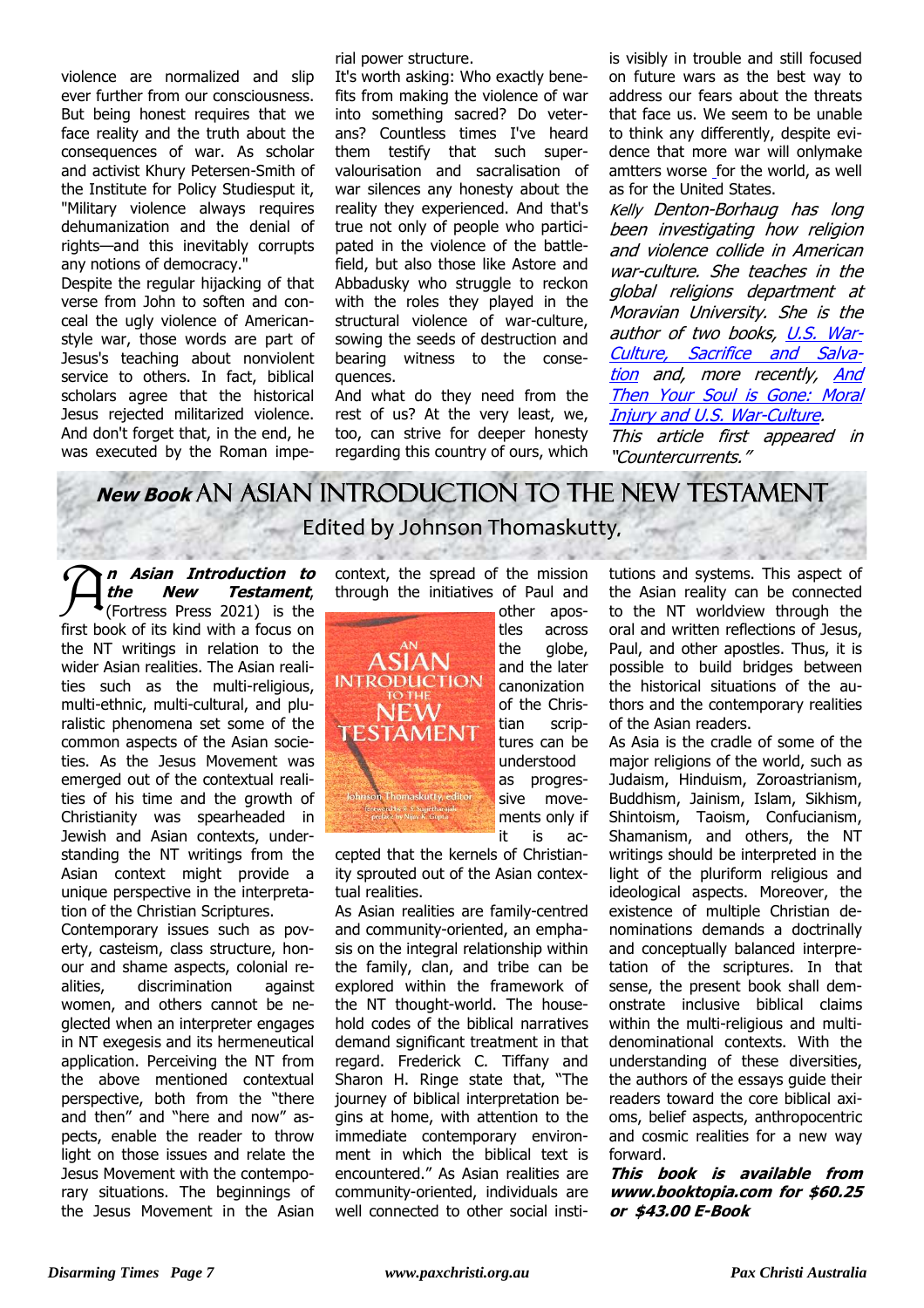violence are normalized and slip ever further from our consciousness. But being honest requires that we face reality and the truth about the consequences of war. As scholar and activist Khury Petersen-Smith of the Institute for Policy Studiesput it, "Military violence always requires dehumanization and the denial of rights—and this inevitably corrupts any notions of democracy."

Despite the regular hijacking of that verse from John to soften and conceal the ugly violence of American-style war, those words are part of Jesus's teaching about nonviolent service to others. In fact, biblical scholars agree that the historical Jesus rejected militarized violence. And don't forget that, in the end, he was executed by the Roman imperial power structure.

It's worth asking: Who exactly benefits from making the violence of war into something sacred? Do veterans? Countless times I've heard them testify that such supervalourisation and sacralisation of war silences any honesty about the reality they experienced. And that's true not only of people who participated in the violence of the battlefield, but also those like Astore and Abbadusky who struggle to reckon with the roles they played in the structural violence of war-culture, sowing the seeds of destruction and bearing witness to the consequences.

And what do they need from the rest of us? At the very least, we, too, can strive for deeper honesty regarding this country of ours, which is visibly in trouble and still focused on future wars as the best way to address our fears about the threats that face us. We seem to be unable to think any differently, despite evidence that more war will onlymake amtters worse for the world, as well as for the United States.

*Kelly Denton-Borhaug has long been investigating how religion and violence collide in American war-culture. She teaches in the global religions department at Moravian University. She is the author of two books, U.S. War-Culture, Sacrifice and Salvation and, more recently, And Then Your Soul is Gone: Moral Injury and U.S. War-Culture.*

*This article first appeared in "Countercurrents."*

## ***New Book*** AN ASIAN INTRODUCTION TO THE NEW TESTAMENT

### Edited by Johnson Thomaskutty,

***An Asian Introduction to the New Testament***, (Fortress Press 2021) is the first book of its kind with a focus on the NT writings in relation to the wider Asian realities. The Asian realities such as the multi-religious, multi-ethnic, multi-cultural, and pluralistic phenomena set some of the common aspects of the Asian societies. As the Jesus Movement was emerged out of the contextual realities of his time and the growth of Christianity was spearheaded in Jewish and Asian contexts, understanding the NT writings from the Asian context might provide a unique perspective in the interpretation of the Christian Scriptures.

Contemporary issues such as poverty, casteism, class structure, honour and shame aspects, colonial realities, discrimination against women, and others cannot be neglected when an interpreter engages in NT exegesis and its hermeneutical application. Perceiving the NT from the above mentioned contextual perspective, both from the "there and then" and "here and now" aspects, enable the reader to throw light on those issues and relate the Jesus Movement with the contemporary situations. The beginnings of the Jesus Movement in the Asian context, the spread of the mission through the initiatives of Paul and other apostles across the globe, and the later canonization of the Christian scriptures can be understood as progressive movements only if it is accepted that the kernels of Christianity sprouted out of the Asian contextual realities.

As Asian realities are family-centred and community-oriented, an emphasis on the integral relationship within the family, clan, and tribe can be explored within the framework of the NT thought-world. The household codes of the biblical narratives demand significant treatment in that regard. Frederick C. Tiffany and Sharon H. Ringe state that, "The journey of biblical interpretation begins at home, with attention to the immediate contemporary environment in which the biblical text is encountered." As Asian realities are community-oriented, individuals are well connected to other social institutions and systems. This aspect of the Asian reality can be connected to the NT worldview through the oral and written reflections of Jesus, Paul, and other apostles. Thus, it is possible to build bridges between the historical situations of the authors and the contemporary realities of the Asian readers.

As Asia is the cradle of some of the major religions of the world, such as Judaism, Hinduism, Zoroastrianism, Buddhism, Jainism, Islam, Sikhism, Shintoism, Taoism, Confucianism, Shamanism, and others, the NT writings should be interpreted in the light of the pluriform religious and ideological aspects. Moreover, the existence of multiple Christian denominations demands a doctrinally and conceptually balanced interpretation of the scriptures. In that sense, the present book shall demonstrate inclusive biblical claims within the multi-religious and multi-denominational contexts. With the understanding of these diversities, the authors of the essays guide their readers toward the core biblical axioms, belief aspects, anthropocentric and cosmic realities for a new way forward.

***This book is available from www.booktopia.com for $60.25 or $43.00 E-Book***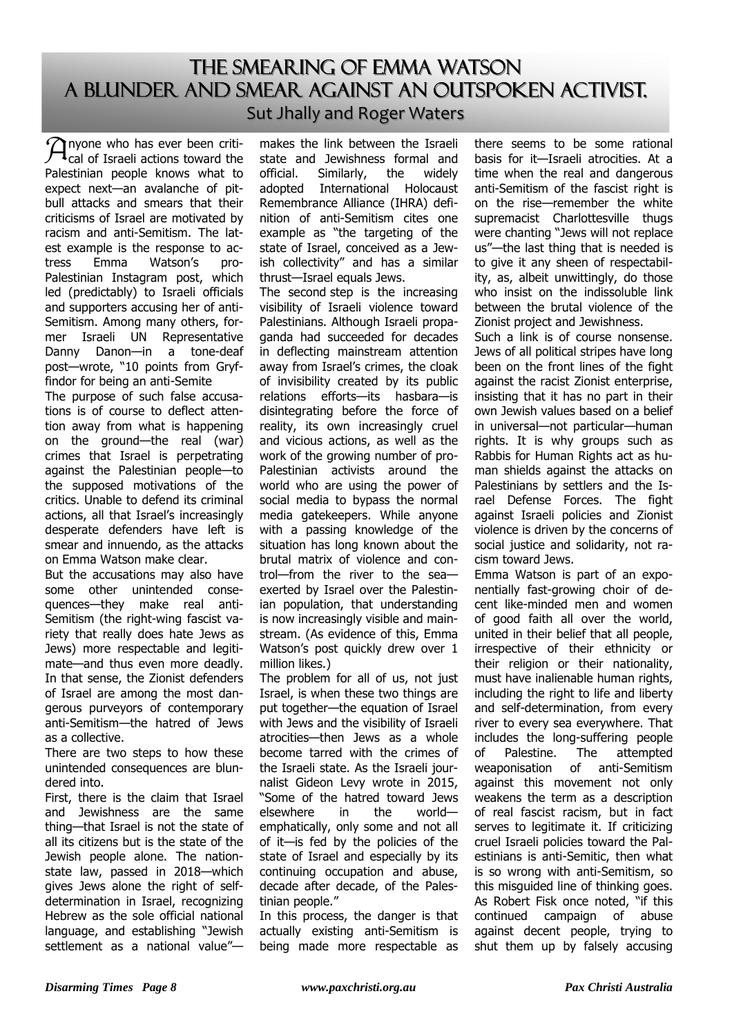# THE SMEARING OF EMMA WATSON
## A BLUNDER AND SMEAR AGAINST AN OUTSPOKEN ACTIVIST.

### Sut Jhally and Roger Waters

Anyone who has ever been critical of Israeli actions toward the Palestinian people knows what to expect next—an avalanche of pitbull attacks and smears that their criticisms of Israel are motivated by racism and anti-Semitism. The latest example is the response to actress Emma Watson's pro-Palestinian Instagram post, which led (predictably) to Israeli officials and supporters accusing her of anti-Semitism. Among many others, former Israeli UN Representative Danny Danon—in a tone-deaf post—wrote, "10 points from Gryffindor for being an anti-Semite

The purpose of such false accusations is of course to deflect attention away from what is happening on the ground—the real (war) crimes that Israel is perpetrating against the Palestinian people—to the supposed motivations of the critics. Unable to defend its criminal actions, all that Israel's increasingly desperate defenders have left is smear and innuendo, as the attacks on Emma Watson make clear.

But the accusations may also have some other unintended consequences—they make real anti-Semitism (the right-wing fascist variety that really does hate Jews as Jews) more respectable and legitimate—and thus even more deadly. In that sense, the Zionist defenders of Israel are among the most dangerous purveyors of contemporary anti-Semitism—the hatred of Jews as a collective.

There are two steps to how these unintended consequences are blundered into.

First, there is the claim that Israel and Jewishness are the same thing—that Israel is not the state of all its citizens but is the state of the Jewish people alone. The nation-state law, passed in 2018—which gives Jews alone the right of self-determination in Israel, recognizing Hebrew as the sole official national language, and establishing "Jewish settlement as a national value"—makes the link between the Israeli state and Jewishness formal and official. Similarly, the widely adopted International Holocaust Remembrance Alliance (IHRA) definition of anti-Semitism cites one example as "the targeting of the state of Israel, conceived as a Jewish collectivity" and has a similar thrust—Israel equals Jews.

The second step is the increasing visibility of Israeli violence toward Palestinians. Although Israeli propaganda had succeeded for decades in deflecting mainstream attention away from Israel's crimes, the cloak of invisibility created by its public relations efforts—its hasbara—is disintegrating before the force of reality, its own increasingly cruel and vicious actions, as well as the work of the growing number of pro-Palestinian activists around the world who are using the power of social media to bypass the normal media gatekeepers. While anyone with a passing knowledge of the situation has long known about the brutal matrix of violence and control—from the river to the sea—exerted by Israel over the Palestinian population, that understanding is now increasingly visible and mainstream. (As evidence of this, Emma Watson's post quickly drew over 1 million likes.)

The problem for all of us, not just Israel, is when these two things are put together—the equation of Israel with Jews and the visibility of Israeli atrocities—then Jews as a whole become tarred with the crimes of the Israeli state. As the Israeli journalist Gideon Levy wrote in 2015, "Some of the hatred toward Jews elsewhere in the world—emphatically, only some and not all of it—is fed by the policies of the state of Israel and especially by its continuing occupation and abuse, decade after decade, of the Palestinian people."

In this process, the danger is that actually existing anti-Semitism is being made more respectable as there seems to be some rational basis for it—Israeli atrocities. At a time when the real and dangerous anti-Semitism of the fascist right is on the rise—remember the white supremacist Charlottesville thugs were chanting "Jews will not replace us"—the last thing that is needed is to give it any sheen of respectability, as, albeit unwittingly, do those who insist on the indissoluble link between the brutal violence of the Zionist project and Jewishness.

Such a link is of course nonsense. Jews of all political stripes have long been on the front lines of the fight against the racist Zionist enterprise, insisting that it has no part in their own Jewish values based on a belief in universal—not particular—human rights. It is why groups such as Rabbis for Human Rights act as human shields against the attacks on Palestinians by settlers and the Israel Defense Forces. The fight against Israeli policies and Zionist violence is driven by the concerns of social justice and solidarity, not racism toward Jews.

Emma Watson is part of an exponentially fast-growing choir of decent like-minded men and women of good faith all over the world, united in their belief that all people, irrespective of their ethnicity or their religion or their nationality, must have inalienable human rights, including the right to life and liberty and self-determination, from every river to every sea everywhere. That includes the long-suffering people of Palestine. The attempted weaponisation of anti-Semitism against this movement not only weakens the term as a description of real fascist racism, but in fact serves to legitimate it. If criticizing cruel Israeli policies toward the Palestinians is anti-Semitic, then what is so wrong with anti-Semitism, so this misguided line of thinking goes. As Robert Fisk once noted, "if this continued campaign of abuse against decent people, trying to shut them up by falsely accusing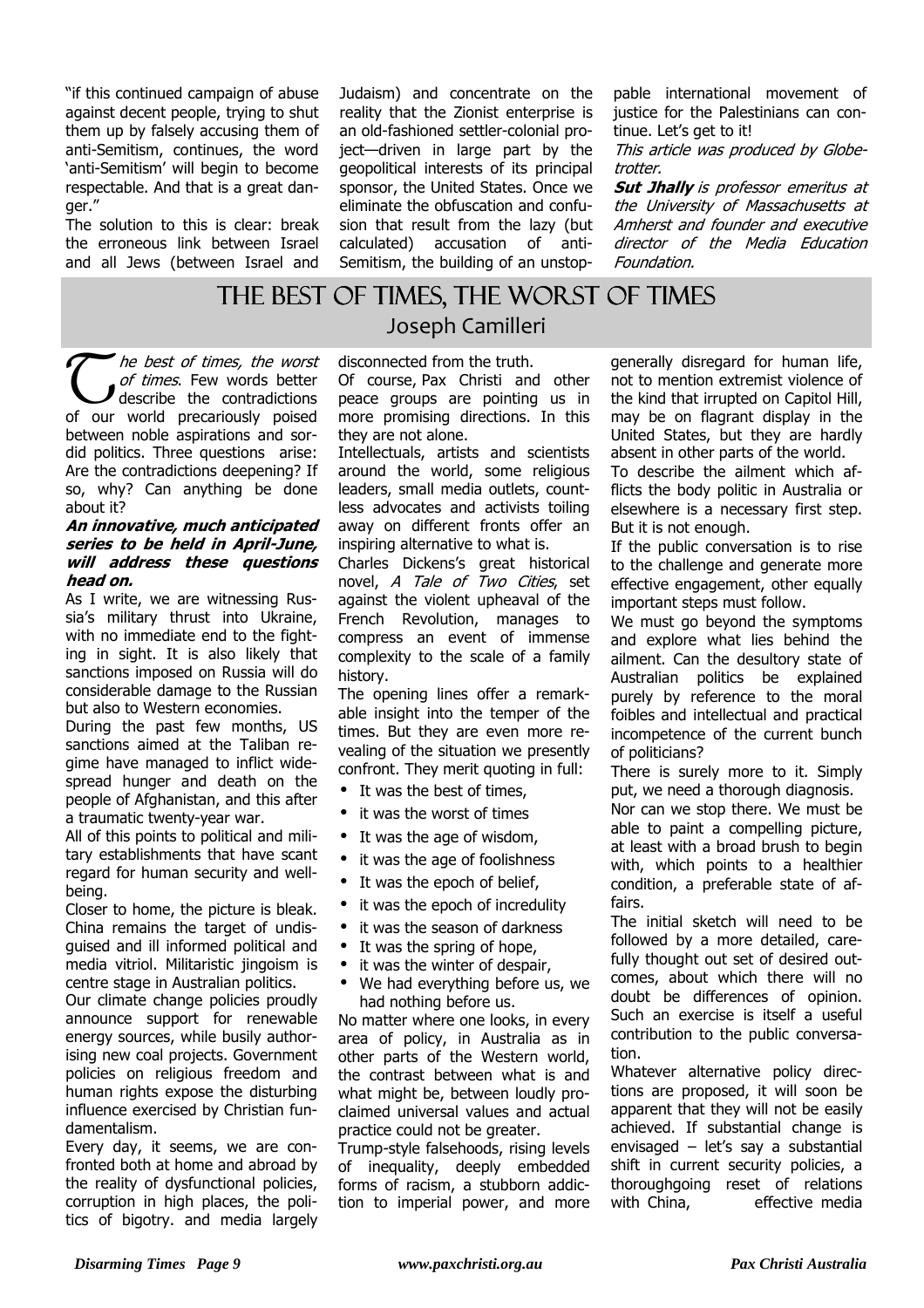"if this continued campaign of abuse against decent people, trying to shut them up by falsely accusing them of anti-Semitism, continues, the word 'anti-Semitism' will begin to become respectable. And that is a great danger."

The solution to this is clear: break the erroneous link between Israel and all Jews (between Israel and Judaism) and concentrate on the reality that the Zionist enterprise is an old-fashioned settler-colonial project—driven in large part by the geopolitical interests of its principal sponsor, the United States. Once we eliminate the obfuscation and confusion that result from the lazy (but calculated) accusation of anti-Semitism, the building of an unstoppable international movement of justice for the Palestinians can continue. Let's get to it!

*This article was produced by Globetrotter.*

***Sut Jhally** is professor emeritus at the University of Massachusetts at Amherst and founder and executive director of the Media Education Foundation.*

# THE BEST OF TIMES, THE WORST OF TIMES

## Joseph Camilleri

*The best of times, the worst of times*. Few words better describe the contradictions of our world precariously poised between noble aspirations and sordid politics. Three questions arise: Are the contradictions deepening? If so, why? Can anything be done about it?

***An innovative, much anticipated series to be held in April-June, will address these questions head on.***

As I write, we are witnessing Russia's military thrust into Ukraine, with no immediate end to the fighting in sight. It is also likely that sanctions imposed on Russia will do considerable damage to the Russian but also to Western economies.

During the past few months, US sanctions aimed at the Taliban regime have managed to inflict widespread hunger and death on the people of Afghanistan, and this after a traumatic twenty-year war.

All of this points to political and military establishments that have scant regard for human security and well-being.

Closer to home, the picture is bleak. China remains the target of undisguised and ill informed political and media vitriol. Militaristic jingoism is centre stage in Australian politics.

Our climate change policies proudly announce support for renewable energy sources, while busily authorising new coal projects. Government policies on religious freedom and human rights expose the disturbing influence exercised by Christian fundamentalism.

Every day, it seems, we are confronted both at home and abroad by the reality of dysfunctional policies, corruption in high places, the politics of bigotry. and media largely disconnected from the truth.

Of course, Pax Christi and other peace groups are pointing us in more promising directions. In this they are not alone.

Intellectuals, artists and scientists around the world, some religious leaders, small media outlets, countless advocates and activists toiling away on different fronts offer an inspiring alternative to what is.

Charles Dickens's great historical novel, *A Tale of Two Cities*, set against the violent upheaval of the French Revolution, manages to compress an event of immense complexity to the scale of a family history.

The opening lines offer a remarkable insight into the temper of the times. But they are even more revealing of the situation we presently confront. They merit quoting in full:

- It was the best of times,
- it was the worst of times
- It was the age of wisdom,
- it was the age of foolishness
- It was the epoch of belief,
- it was the epoch of incredulity
- it was the season of darkness
- It was the spring of hope,
- it was the winter of despair,
- We had everything before us, we had nothing before us.

No matter where one looks, in every area of policy, in Australia as in other parts of the Western world, the contrast between what is and what might be, between loudly proclaimed universal values and actual practice could not be greater.

Trump-style falsehoods, rising levels of inequality, deeply embedded forms of racism, a stubborn addiction to imperial power, and more generally disregard for human life, not to mention extremist violence of the kind that irrupted on Capitol Hill, may be on flagrant display in the United States, but they are hardly absent in other parts of the world.

To describe the ailment which afflicts the body politic in Australia or elsewhere is a necessary first step. But it is not enough.

If the public conversation is to rise to the challenge and generate more effective engagement, other equally important steps must follow.

We must go beyond the symptoms and explore what lies behind the ailment. Can the desultory state of Australian politics be explained purely by reference to the moral foibles and intellectual and practical incompetence of the current bunch of politicians?

There is surely more to it. Simply put, we need a thorough diagnosis.

Nor can we stop there. We must be able to paint a compelling picture, at least with a broad brush to begin with, which points to a healthier condition, a preferable state of affairs.

The initial sketch will need to be followed by a more detailed, carefully thought out set of desired outcomes, about which there will no doubt be differences of opinion. Such an exercise is itself a useful contribution to the public conversation.

Whatever alternative policy directions are proposed, it will soon be apparent that they will not be easily achieved. If substantial change is envisaged – let's say a substantial shift in current security policies, a thoroughgoing reset of relations with China, effective media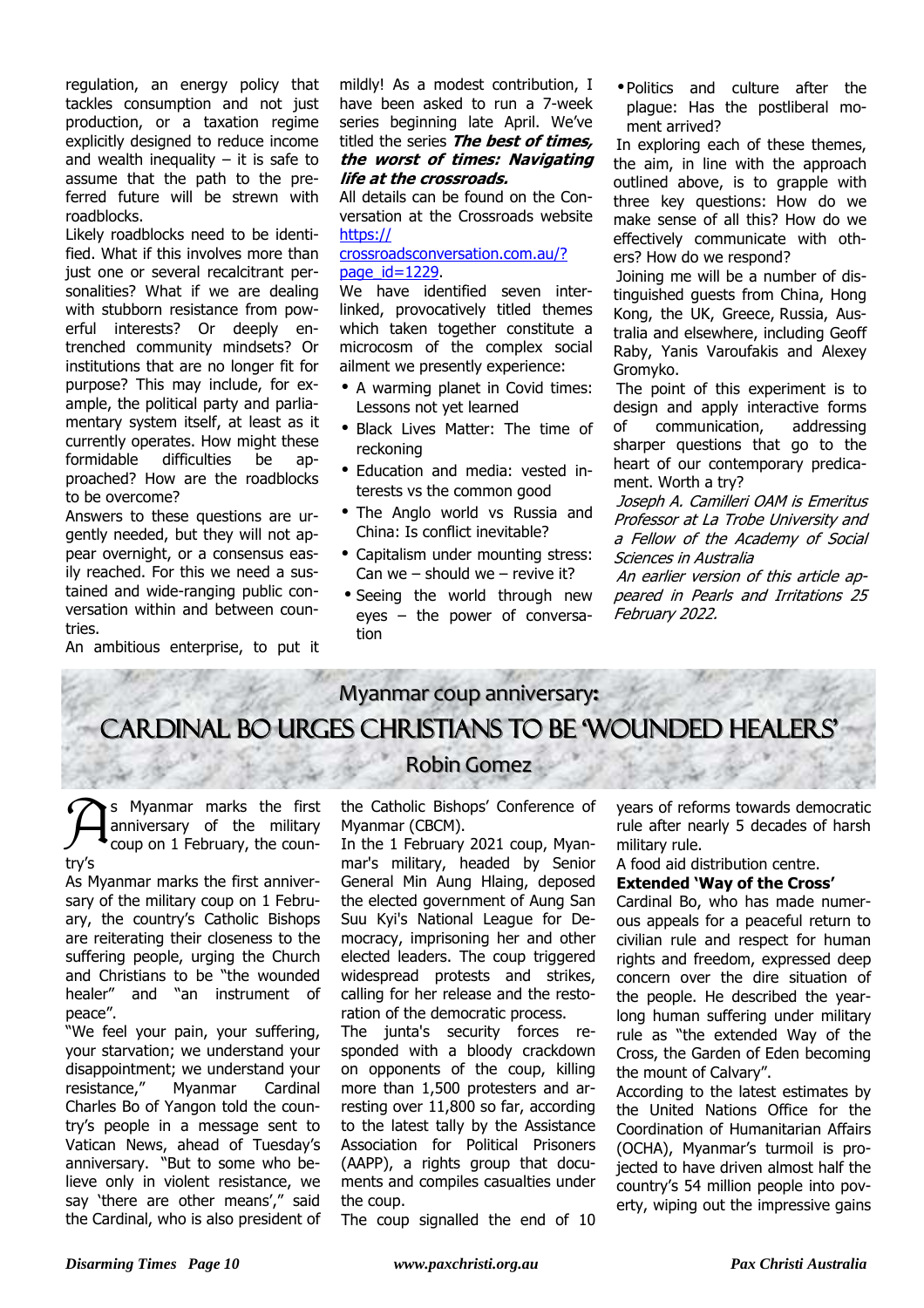regulation, an energy policy that tackles consumption and not just production, or a taxation regime explicitly designed to reduce income and wealth inequality – it is safe to assume that the path to the preferred future will be strewn with roadblocks.

Likely roadblocks need to be identified. What if this involves more than just one or several recalcitrant personalities? What if we are dealing with stubborn resistance from powerful interests? Or deeply entrenched community mindsets? Or institutions that are no longer fit for purpose? This may include, for example, the political party and parliamentary system itself, at least as it currently operates. How might these formidable difficulties be approached? How are the roadblocks to be overcome?

Answers to these questions are urgently needed, but they will not appear overnight, or a consensus easily reached. For this we need a sustained and wide-ranging public conversation within and between countries.

An ambitious enterprise, to put it mildly! As a modest contribution, I have been asked to run a 7-week series beginning late April. We've titled the series ***The best of times, the worst of times: Navigating life at the crossroads.***

All details can be found on the Conversation at the Crossroads website https://crossroadsconversation.com.au/?page_id=1229.

We have identified seven interlinked, provocatively titled themes which taken together constitute a microcosm of the complex social ailment we presently experience:

- A warming planet in Covid times: Lessons not yet learned
- Black Lives Matter: The time of reckoning
- Education and media: vested interests vs the common good
- The Anglo world vs Russia and China: Is conflict inevitable?
- Capitalism under mounting stress: Can we – should we – revive it?
- Seeing the world through new eyes – the power of conversation
- Politics and culture after the plague: Has the postliberal moment arrived?

In exploring each of these themes, the aim, in line with the approach outlined above, is to grapple with three key questions: How do we make sense of all this? How do we effectively communicate with others? How do we respond?

Joining me will be a number of distinguished guests from China, Hong Kong, the UK, Greece, Russia, Australia and elsewhere, including Geoff Raby, Yanis Varoufakis and Alexey Gromyko.

The point of this experiment is to design and apply interactive forms of communication, addressing sharper questions that go to the heart of our contemporary predicament. Worth a try?

*Joseph A. Camilleri OAM is Emeritus Professor at La Trobe University and a Fellow of the Academy of Social Sciences in Australia*

*An earlier version of this article appeared in Pearls and Irritations 25 February 2022.*

## Myanmar coup anniversary:

# CARDINAL BO URGES CHRISTIANS TO BE 'WOUNDED HEALERS'

### Robin Gomez

As Myanmar marks the first anniversary of the military coup on 1 February, the country's

As Myanmar marks the first anniversary of the military coup on 1 February, the country's Catholic Bishops are reiterating their closeness to the suffering people, urging the Church and Christians to be "the wounded healer" and "an instrument of peace".

"We feel your pain, your suffering, your starvation; we understand your disappointment; we understand your resistance," Myanmar Cardinal Charles Bo of Yangon told the country's people in a message sent to Vatican News, ahead of Tuesday's anniversary. "But to some who believe only in violent resistance, we say 'there are other means'," said the Cardinal, who is also president of the Catholic Bishops' Conference of Myanmar (CBCM).

In the 1 February 2021 coup, Myanmar's military, headed by Senior General Min Aung Hlaing, deposed the elected government of Aung San Suu Kyi's National League for Democracy, imprisoning her and other elected leaders. The coup triggered widespread protests and strikes, calling for her release and the restoration of the democratic process.

The junta's security forces responded with a bloody crackdown on opponents of the coup, killing more than 1,500 protesters and arresting over 11,800 so far, according to the latest tally by the Assistance Association for Political Prisoners (AAPP), a rights group that documents and compiles casualties under the coup.

The coup signalled the end of 10 years of reforms towards democratic rule after nearly 5 decades of harsh military rule.

A food aid distribution centre.

**Extended 'Way of the Cross'**

Cardinal Bo, who has made numerous appeals for a peaceful return to civilian rule and respect for human rights and freedom, expressed deep concern over the dire situation of the people. He described the year-long human suffering under military rule as "the extended Way of the Cross, the Garden of Eden becoming the mount of Calvary".

According to the latest estimates by the United Nations Office for the Coordination of Humanitarian Affairs (OCHA), Myanmar's turmoil is projected to have driven almost half the country's 54 million people into poverty, wiping out the impressive gains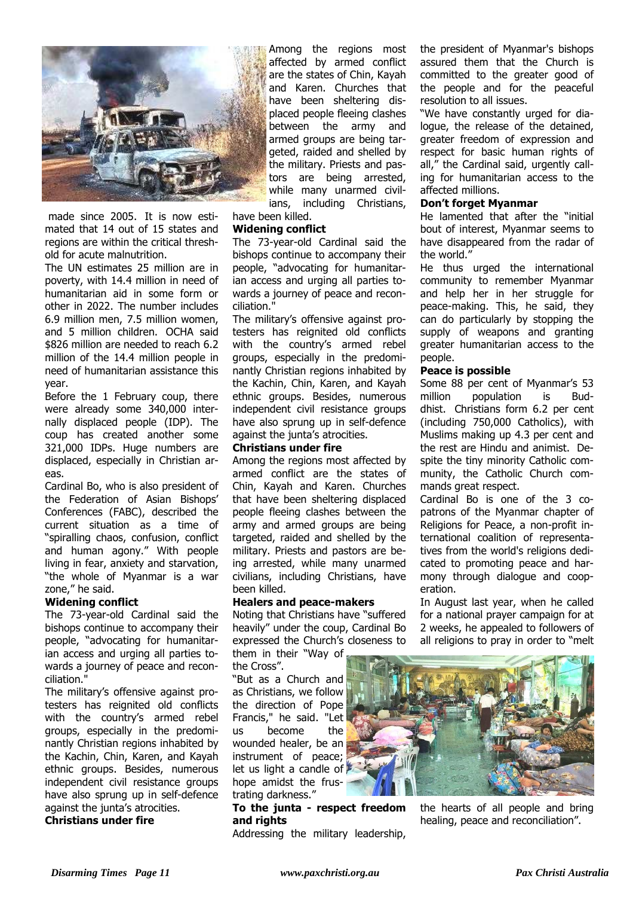made since 2005. It is now estimated that 14 out of 15 states and regions are within the critical threshold for acute malnutrition.

The UN estimates 25 million are in poverty, with 14.4 million in need of humanitarian aid in some form or other in 2022. The number includes 6.9 million men, 7.5 million women, and 5 million children. OCHA said $826 million are needed to reach 6.2 million of the 14.4 million people in need of humanitarian assistance this year.

Before the 1 February coup, there were already some 340,000 internally displaced people (IDP). The coup has created another some 321,000 IDPs. Huge numbers are displaced, especially in Christian areas.

Cardinal Bo, who is also president of the Federation of Asian Bishops' Conferences (FABC), described the current situation as a time of "spiralling chaos, confusion, conflict and human agony." With people living in fear, anxiety and starvation, "the whole of Myanmar is a war zone," he said.

**Widening conflict**

The 73-year-old Cardinal said the bishops continue to accompany their people, "advocating for humanitarian access and urging all parties towards a journey of peace and reconciliation."

The military's offensive against protesters has reignited old conflicts with the country's armed rebel groups, especially in the predominantly Christian regions inhabited by the Kachin, Chin, Karen, and Kayah ethnic groups. Besides, numerous independent civil resistance groups have also sprung up in self-defence against the junta's atrocities.

**Christians under fire**

Among the regions most affected by armed conflict are the states of Chin, Kayah and Karen. Churches that have been sheltering displaced people fleeing clashes between the army and armed groups are being targeted, raided and shelled by the military. Priests and pastors are being arrested, while many unarmed civilians, including Christians, have been killed.

**Healers and peace-makers**

Noting that Christians have "suffered heavily" under the coup, Cardinal Bo expressed the Church's closeness to them in their "Way of the Cross".

"But as a Church and as Christians, we follow the direction of Pope Francis," he said. "Let us become the wounded healer, be an instrument of peace; let us light a candle of hope amidst the frustrating darkness."

**To the junta - respect freedom and rights**

Addressing the military leadership, the president of Myanmar's bishops assured them that the Church is committed to the greater good of the people and for the peaceful resolution to all issues.

"We have constantly urged for dialogue, the release of the detained, greater freedom of expression and respect for basic human rights of all," the Cardinal said, urgently calling for humanitarian access to the affected millions.

**Don't forget Myanmar**

He lamented that after the "initial bout of interest, Myanmar seems to have disappeared from the radar of the world."

He thus urged the international community to remember Myanmar and help her in her struggle for peace-making. This, he said, they can do particularly by stopping the supply of weapons and granting greater humanitarian access to the people.

**Peace is possible**

Some 88 per cent of Myanmar's 53 million population is Buddhist. Christians form 6.2 per cent (including 750,000 Catholics), with Muslims making up 4.3 per cent and the rest are Hindu and animist. Despite the tiny minority Catholic community, the Catholic Church commands great respect.

Cardinal Bo is one of the 3 co-patrons of the Myanmar chapter of Religions for Peace, a non-profit international coalition of representatives from the world's religions dedicated to promoting peace and harmony through dialogue and cooperation.

In August last year, when he called for a national prayer campaign for at 2 weeks, he appealed to followers of all religions to pray in order to "melt the hearts of all people and bring healing, peace and reconciliation".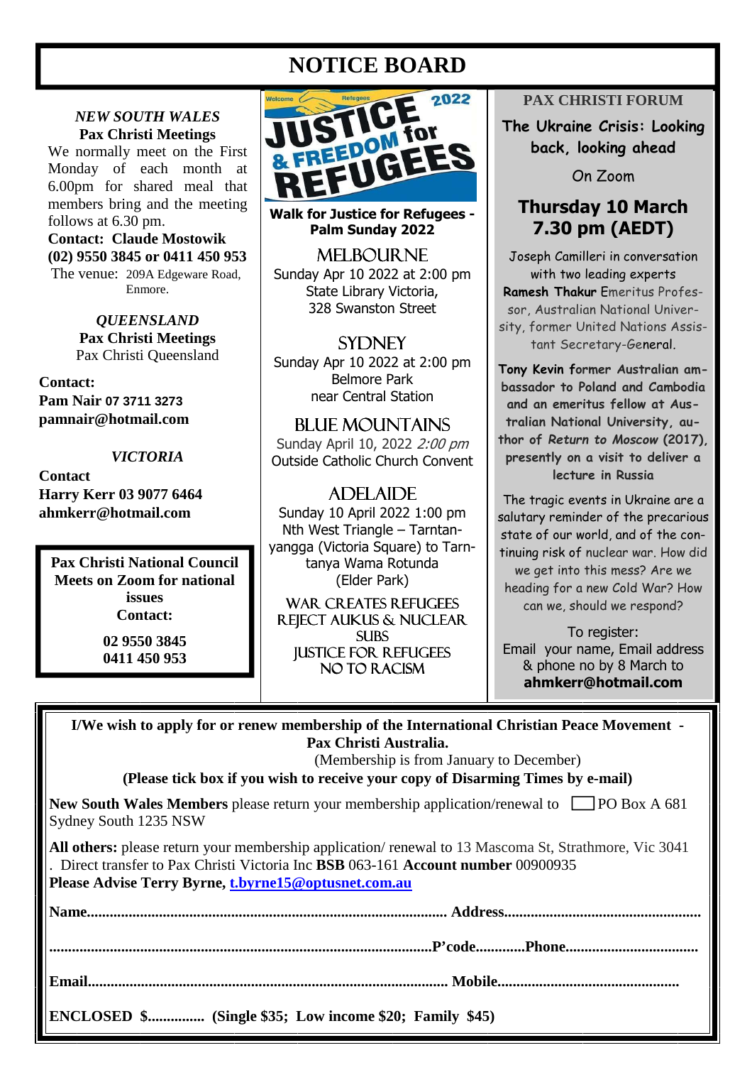# NOTICE BOARD

*NEW SOUTH WALES*

**Pax Christi Meetings**

We normally meet on the First Monday of each month at 6.00pm for shared meal that members bring and the meeting follows at 6.30 pm.

**Contact: Claude Mostowik**
**(02) 9550 3845 or 0411 450 953**

The venue: 209A Edgeware Road, Enmore.

*QUEENSLAND*

**Pax Christi Meetings**

Pax Christi Queensland

**Contact:**
**Pam Nair 07 3711 3273**
**pamnair@hotmail.com**

*VICTORIA*

**Contact**
**Harry Kerr 03 9077 6464**
**ahmkerr@hotmail.com**

**Pax Christi National Council Meets on Zoom for national issues**
**Contact:**
**02 9550 3845**
**0411 450 953**

Welcome Refugees 2022 JUSTICE & FREEDOM for REFUGEES

**Walk for Justice for Refugees - Palm Sunday 2022**

MELBOURNE
Sunday Apr 10 2022 at 2:00 pm
State Library Victoria,
328 Swanston Street

SYDNEY
Sunday Apr 10 2022 at 2:00 pm
Belmore Park
near Central Station

BLUE MOUNTAINS
Sunday April 10, 2022 *2:00 pm*
Outside Catholic Church Convent

ADELAIDE
Sunday 10 April 2022 1:00 pm
Nth West Triangle – Tarntanyangga (Victoria Square) to Tarntanya Wama Rotunda (Elder Park)

WAR CREATES REFUGEES
REJECT AUKUS & NUCLEAR SUBS
JUSTICE FOR REFUGEES
NO TO RACISM

**PAX CHRISTI FORUM**

**The Ukraine Crisis: Looking back, looking ahead**

On Zoom

**Thursday 10 March 7.30 pm (AEDT)**

Joseph Camilleri in conversation with two leading experts

**Ramesh Thakur** Emeritus Professor, Australian National University, former United Nations Assistant Secretary-General.

**Tony Kevin former Australian ambassador to Poland and Cambodia and an emeritus fellow at Australian National University, author of *Return to Moscow* (2017), presently on a visit to deliver a lecture in Russia**

The tragic events in Ukraine are a salutary reminder of the precarious state of our world, and of the continuing risk of nuclear war. How did we get into this mess? Are we heading for a new Cold War? How can we, should we respond?

To register:
Email your name, Email address & phone no by 8 March to
**ahmkerr@hotmail.com**

---

**I/We wish to apply for or renew membership of the International Christian Peace Movement - Pax Christi Australia.**

(Membership is from January to December)

**(Please tick box if you wish to receive your copy of Disarming Times by e-mail)** ☐

**New South Wales Members** please return your membership application/renewal to PO Box A 681 Sydney South 1235 NSW

**All others:** please return your membership application/ renewal to 13 Mascoma St, Strathmore, Vic 3041. Direct transfer to Pax Christi Victoria Inc **BSB** 063-161 **Account number** 00900935
**Please Advise Terry Byrne, t.byrne15@optusnet.com.au**

**Name**.................................................. **Address**..................................................

..................................................**P'code**............**Phone**..................................

**Email**.................................................. **Mobile**..............................................

**ENCLOSED $**............... **(Single $35; Low income $20; Family $45)**